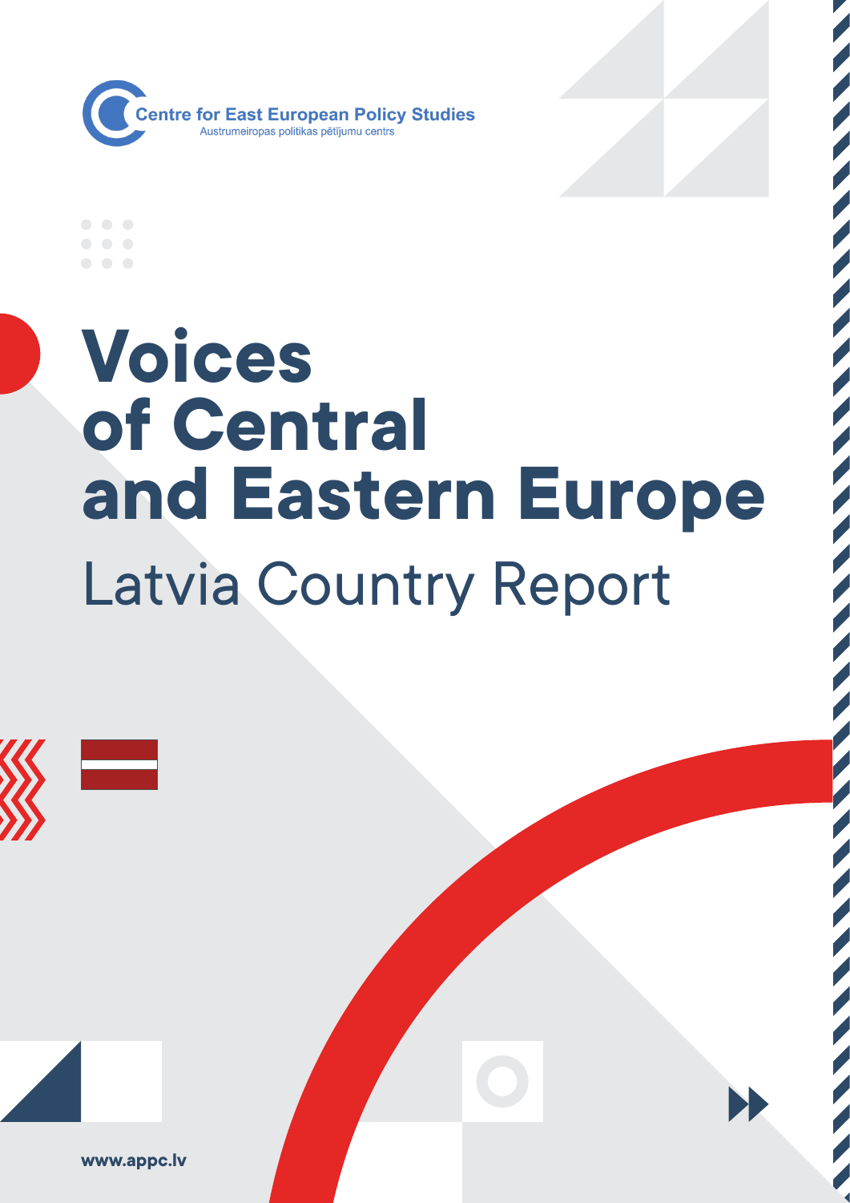Centre for East European Policy Studies
Austrumeiropas politikas pētījumu centrs

# Voices of Central and Eastern Europe

## Latvia Country Report

www.appc.lv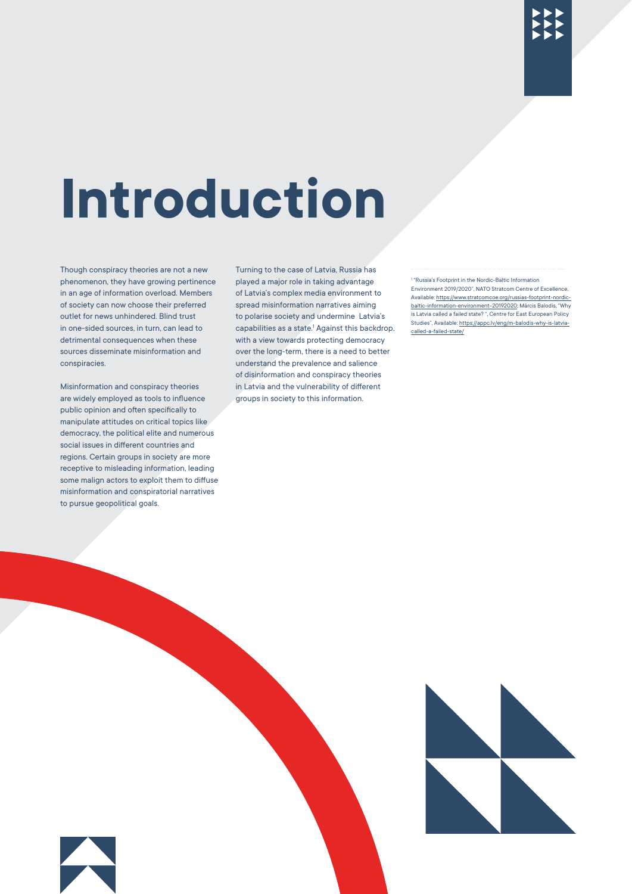# Introduction

Though conspiracy theories are not a new phenomenon, they have growing pertinence in an age of information overload. Members of society can now choose their preferred outlet for news unhindered. Blind trust in one-sided sources, in turn, can lead to detrimental consequences when these sources disseminate misinformation and conspiracies.

Misinformation and conspiracy theories are widely employed as tools to influence public opinion and often specifically to manipulate attitudes on critical topics like democracy, the political elite and numerous social issues in different countries and regions. Certain groups in society are more receptive to misleading information, leading some malign actors to exploit them to diffuse misinformation and conspiratorial narratives to pursue geopolitical goals.

Turning to the case of Latvia, Russia has played a major role in taking advantage of Latvia's complex media environment to spread misinformation narratives aiming to polarise society and undermine Latvia's capabilities as a state.[1] Against this backdrop, with a view towards protecting democracy over the long-term, there is a need to better understand the prevalence and salience of disinformation and conspiracy theories in Latvia and the vulnerability of different groups in society to this information.

---

[1] "Russia's Footprint in the Nordic-Baltic Information Environment 2019/2020", NATO Stratcom Centre of Excellence, Available: https://www.stratcomcoe.org/russias-footprint-nordic-baltic-information-environment-20192020; Mārcis Balodis, "Why is Latvia called a failed state? ", Centre for East European Policy Studies", Available: https://appc.lv/eng/m-balodis-why-is-latvia-called-a-failed-state/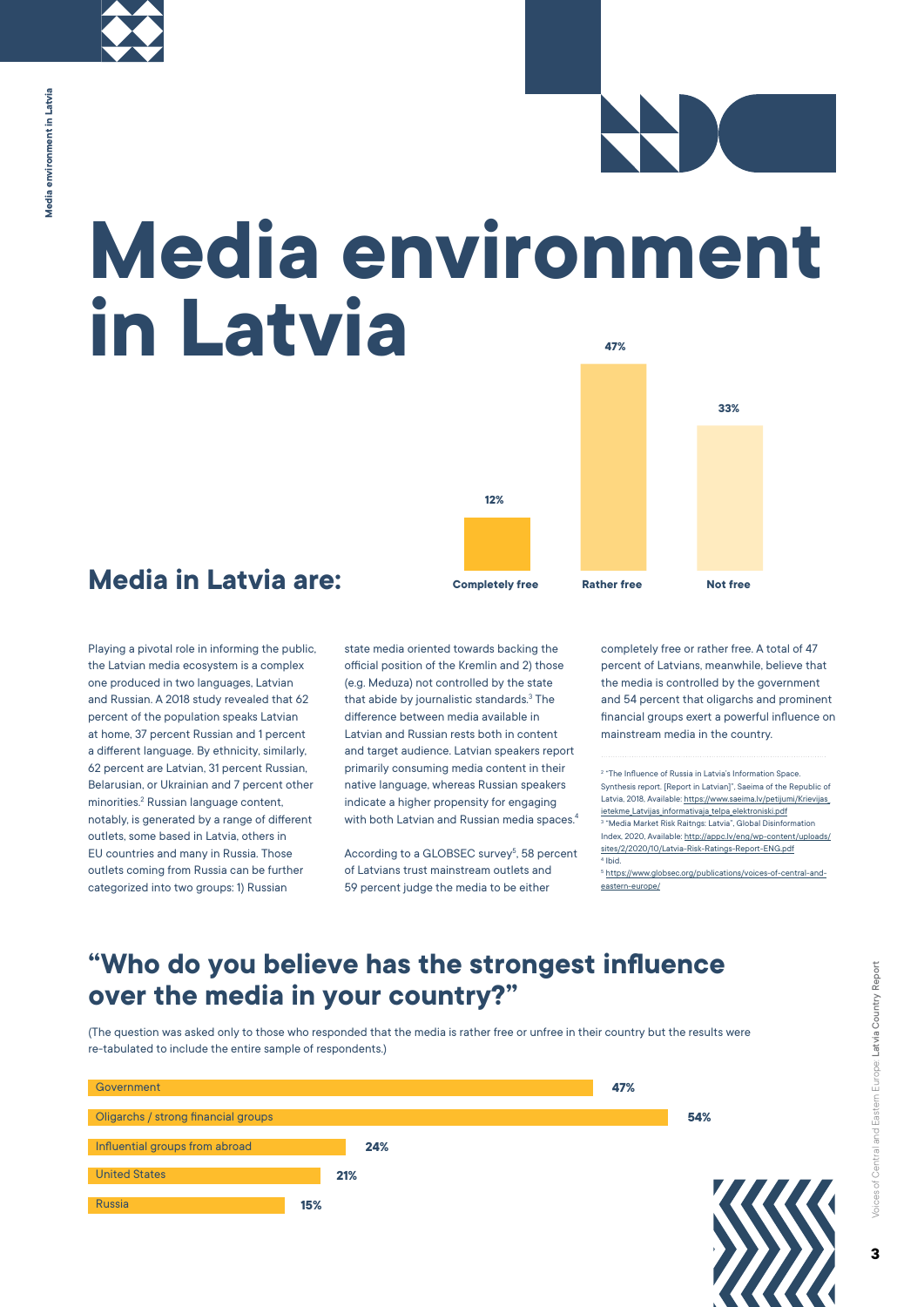# Media environment in Latvia

## Media in Latvia are:

| Completely free | Rather free | Not free |
|---|---|---|
| 12% | 47% | 33% |

Playing a pivotal role in informing the public, the Latvian media ecosystem is a complex one produced in two languages, Latvian and Russian. A 2018 study revealed that 62 percent of the population speaks Latvian at home, 37 percent Russian and 1 percent a different language. By ethnicity, similarly, 62 percent are Latvian, 31 percent Russian, Belarusian, or Ukrainian and 7 percent other minorities.[2] Russian language content, notably, is generated by a range of different outlets, some based in Latvia, others in EU countries and many in Russia. Those outlets coming from Russia can be further categorized into two groups: 1) Russian state media oriented towards backing the official position of the Kremlin and 2) those (e.g. Meduza) not controlled by the state that abide by journalistic standards.[3] The difference between media available in Latvian and Russian rests both in content and target audience. Latvian speakers report primarily consuming media content in their native language, whereas Russian speakers indicate a higher propensity for engaging with both Latvian and Russian media spaces.[4]

According to a GLOBSEC survey[5], 58 percent of Latvians trust mainstream outlets and 59 percent judge the media to be either completely free or rather free. A total of 47 percent of Latvians, meanwhile, believe that the media is controlled by the government and 54 percent that oligarchs and prominent financial groups exert a powerful influence on mainstream media in the country.

[2] "The Influence of Russia in Latvia's Information Space. Synthesis report. [Report in Latvian]", Saeima of the Republic of Latvia, 2018, Available: https://www.saeima.lv/petijumi/Krievijas_ietekme_Latvijas_informativaja_telpa_elektroniski.pdf

[3] "Media Market Risk Raitngs: Latvia", Global Disinformation Index, 2020, Available: http://appc.lv/eng/wp-content/uploads/sites/2/2020/10/Latvia-Risk-Ratings-Report-ENG.pdf

[4] Ibid.

[5] https://www.globsec.org/publications/voices-of-central-and-eastern-europe/

## "Who do you believe has the strongest influence over the media in your country?"

(The question was asked only to those who responded that the media is rather free or unfree in their country but the results were re-tabulated to include the entire sample of respondents.)

| | |
|---|---|
| Government | 47% |
| Oligarchs / strong financial groups | 54% |
| Influential groups from abroad | 24% |
| United States | 21% |
| Russia | 15% |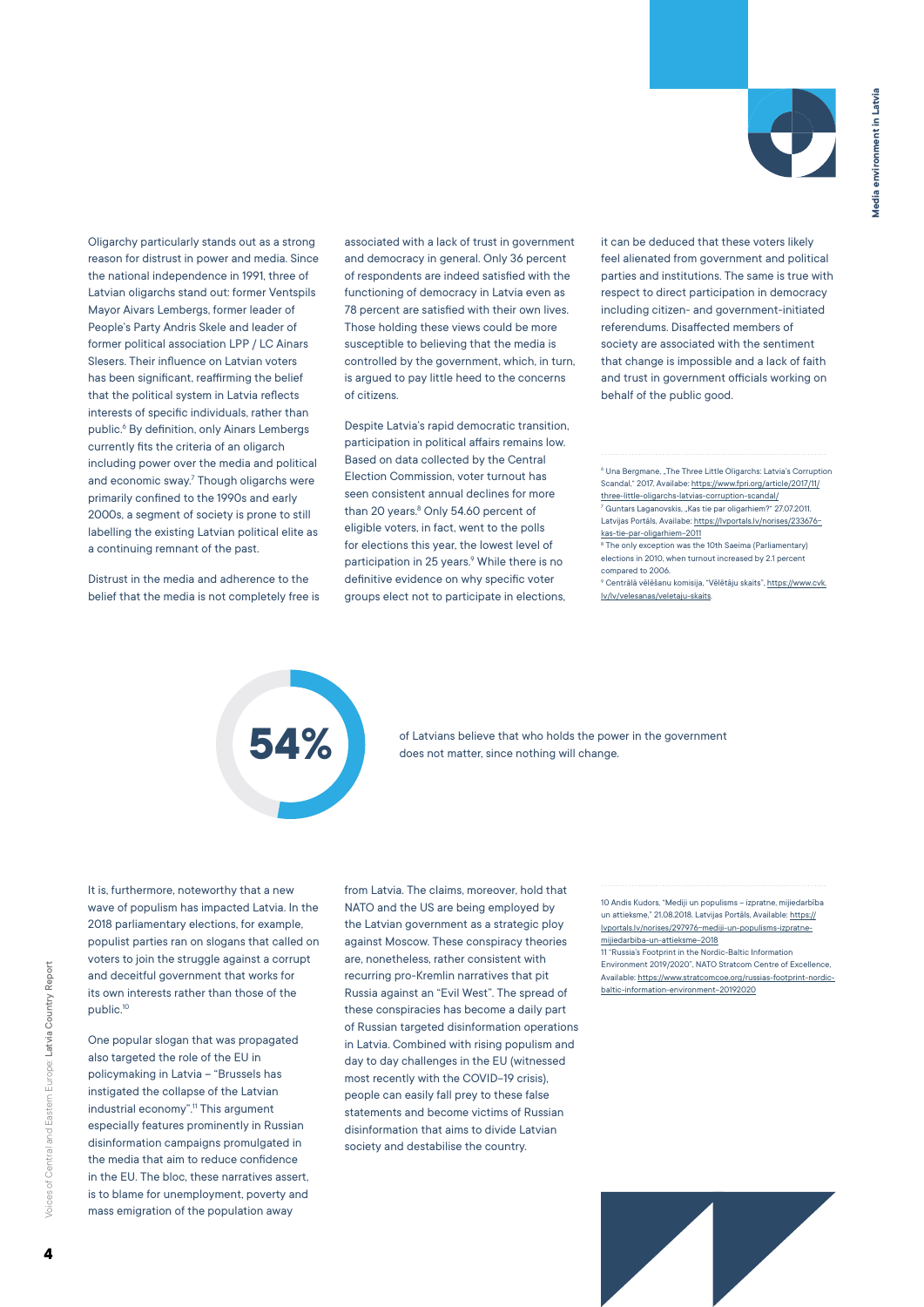Oligarchy particularly stands out as a strong reason for distrust in power and media. Since the national independence in 1991, three of Latvian oligarchs stand out: former Ventspils Mayor Aivars Lembergs, former leader of People's Party Andris Skele and leader of former political association LPP / LC Ainars Slesers. Their influence on Latvian voters has been significant, reaffirming the belief that the political system in Latvia reflects interests of specific individuals, rather than public.[6] By definition, only Ainars Lembergs currently fits the criteria of an oligarch including power over the media and political and economic sway.[7] Though oligarchs were primarily confined to the 1990s and early 2000s, a segment of society is prone to still labelling the existing Latvian political elite as a continuing remnant of the past.

Distrust in the media and adherence to the belief that the media is not completely free is associated with a lack of trust in government and democracy in general. Only 36 percent of respondents are indeed satisfied with the functioning of democracy in Latvia even as 78 percent are satisfied with their own lives. Those holding these views could be more susceptible to believing that the media is controlled by the government, which, in turn, is argued to pay little heed to the concerns of citizens.

Despite Latvia's rapid democratic transition, participation in political affairs remains low. Based on data collected by the Central Election Commission, voter turnout has seen consistent annual declines for more than 20 years.[8] Only 54.60 percent of eligible voters, in fact, went to the polls for elections this year, the lowest level of participation in 25 years.[9] While there is no definitive evidence on why specific voter groups elect not to participate in elections, it can be deduced that these voters likely feel alienated from government and political parties and institutions. The same is true with respect to direct participation in democracy including citizen- and government-initiated referendums. Disaffected members of society are associated with the sentiment that change is impossible and a lack of faith and trust in government officials working on behalf of the public good.

[6] Una Bergmane, „The Three Little Oligarchs: Latvia's Corruption Scandal," 2017, Availabe: https://www.fpri.org/article/2017/11/three-little-oligarchs-latvias-corruption-scandal/
[7] Guntars Laganovskis, „Kas tie par oligarhiem?" 27.07.2011. Latvijas Portāls, Availabe: https://lvportals.lv/norises/233676-kas-tie-par-oligarhiem-2011
[8] The only exception was the 10th Saeima (Parliamentary) elections in 2010, when turnout increased by 2.1 percent compared to 2006.
[9] Centrālā vēlēšanu komisija, "Vēlētāju skaits", https://www.cvk.lv/lv/velesanas/veletaju-skaits.

**54%** of Latvians believe that who holds the power in the government does not matter, since nothing will change.

It is, furthermore, noteworthy that a new wave of populism has impacted Latvia. In the 2018 parliamentary elections, for example, populist parties ran on slogans that called on voters to join the struggle against a corrupt and deceitful government that works for its own interests rather than those of the public.[10]

One popular slogan that was propagated also targeted the role of the EU in policymaking in Latvia – "Brussels has instigated the collapse of the Latvian industrial economy".[11] This argument especially features prominently in Russian disinformation campaigns promulgated in the media that aim to reduce confidence in the EU. The bloc, these narratives assert, is to blame for unemployment, poverty and mass emigration of the population away from Latvia. The claims, moreover, hold that NATO and the US are being employed by the Latvian government as a strategic ploy against Moscow. These conspiracy theories are, nonetheless, rather consistent with recurring pro-Kremlin narratives that pit Russia against an "Evil West". The spread of these conspiracies has become a daily part of Russian targeted disinformation operations in Latvia. Combined with rising populism and day to day challenges in the EU (witnessed most recently with the COVID-19 crisis), people can easily fall prey to these false statements and become victims of Russian disinformation that aims to divide Latvian society and destabilise the country.

10 Andis Kudors, "Mediji un populisms – izpratne. mijiedarbība un attieksme," 21.08.2018. Latvijas Portāls, Available: https://lvportals.lv/norises/297976-mediji-un-populisms-izpratne-mijiedarbiba-un-attieksme-2018

11 "Russia's Footprint in the Nordic-Baltic Information Environment 2019/2020", NATO Stratcom Centre of Excellence, Available: https://www.stratcomcoe.org/russias-footprint-nordic-baltic-information-environment-20192020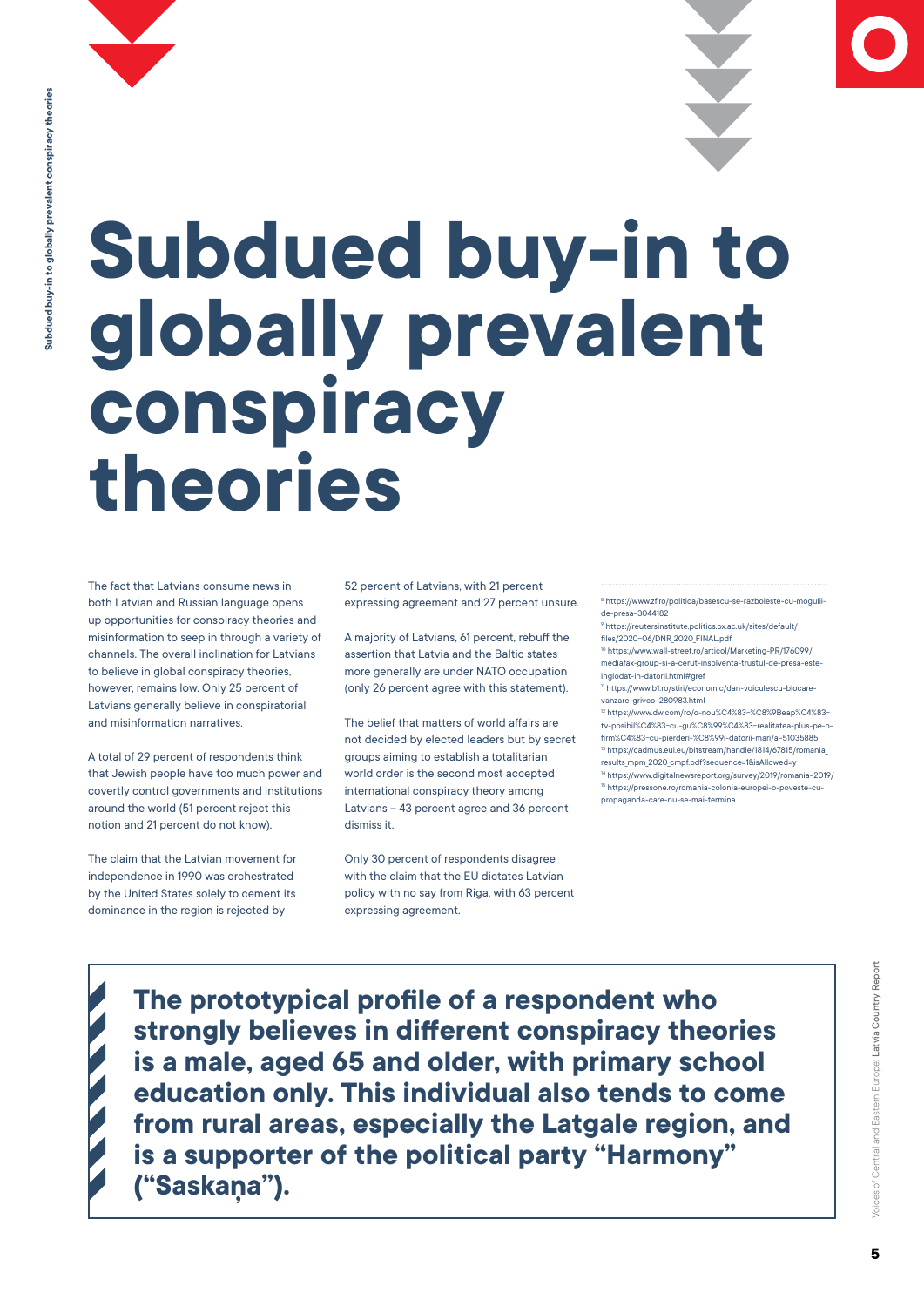# Subdued buy-in to globally prevalent conspiracy theories

The fact that Latvians consume news in both Latvian and Russian language opens up opportunities for conspiracy theories and misinformation to seep in through a variety of channels. The overall inclination for Latvians to believe in global conspiracy theories, however, remains low. Only 25 percent of Latvians generally believe in conspiratorial and misinformation narratives.

A total of 29 percent of respondents think that Jewish people have too much power and covertly control governments and institutions around the world (51 percent reject this notion and 21 percent do not know).

The claim that the Latvian movement for independence in 1990 was orchestrated by the United States solely to cement its dominance in the region is rejected by 52 percent of Latvians, with 21 percent expressing agreement and 27 percent unsure.

A majority of Latvians, 61 percent, rebuff the assertion that Latvia and the Baltic states more generally are under NATO occupation (only 26 percent agree with this statement).

The belief that matters of world affairs are not decided by elected leaders but by secret groups aiming to establish a totalitarian world order is the second most accepted international conspiracy theory among Latvians – 43 percent agree and 36 percent dismiss it.

Only 30 percent of respondents disagree with the claim that the EU dictates Latvian policy with no say from Riga, with 63 percent expressing agreement.

**The prototypical profile of a respondent who strongly believes in different conspiracy theories is a male, aged 65 and older, with primary school education only. This individual also tends to come from rural areas, especially the Latgale region, and is a supporter of the political party "Harmony" ("Saskaņa").**

---

[8] https://www.zf.ro/politica/basescu-se-razboieste-cu-mogulii-de-presa-3044182
[9] https://reutersinstitute.politics.ox.ac.uk/sites/default/files/2020-06/DNR_2020_FINAL.pdf
[10] https://www.wall-street.ro/articol/Marketing-PR/176099/mediafax-group-si-a-cerut-insolventa-trustul-de-presa-este-inglodat-in-datorii.html#gref
[11] https://www.b1.ro/stiri/economic/dan-voiculescu-blocare-vanzare-grivco-280983.html
[12] https://www.dw.com/ro/o-nou%C4%83-%C8%9Beap%C4%83-tv-posibil%C4%83-cu-gu%C8%99%C4%83-realitatea-plus-pe-o-firm%C4%83-cu-pierderi-%C8%99i-datorii-mari/a-51035885
[13] https://cadmus.eui.eu/bitstream/handle/1814/67815/romania_results_mpm_2020_cmpf.pdf?sequence=1&isAllowed=y
[14] https://www.digitalnewsreport.org/survey/2019/romania-2019/
[15] https://pressone.ro/romania-colonia-europei-o-poveste-cu-propaganda-care-nu-se-mai-termina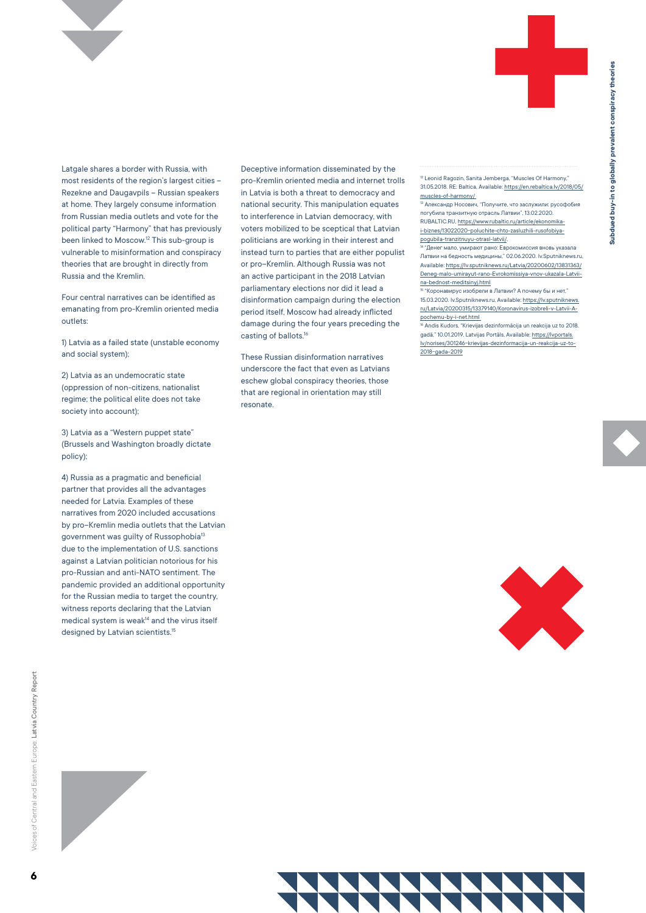Latgale shares a border with Russia, with most residents of the region's largest cities – Rezekne and Daugavpils – Russian speakers at home. They largely consume information from Russian media outlets and vote for the political party "Harmony" that has previously been linked to Moscow.[12] This sub-group is vulnerable to misinformation and conspiracy theories that are brought in directly from Russia and the Kremlin.

Four central narratives can be identified as emanating from pro-Kremlin oriented media outlets:

1) Latvia as a failed state (unstable economy and social system);

2) Latvia as an undemocratic state (oppression of non-citizens, nationalist regime; the political elite does not take society into account);

3) Latvia as a "Western puppet state" (Brussels and Washington broadly dictate policy);

4) Russia as a pragmatic and beneficial partner that provides all the advantages needed for Latvia. Examples of these narratives from 2020 included accusations by pro-Kremlin media outlets that the Latvian government was guilty of Russophobia[13] due to the implementation of U.S. sanctions against a Latvian politician notorious for his pro-Russian and anti-NATO sentiment. The pandemic provided an additional opportunity for the Russian media to target the country, witness reports declaring that the Latvian medical system is weak[14] and the virus itself designed by Latvian scientists.[15]

Deceptive information disseminated by the pro-Kremlin oriented media and internet trolls in Latvia is both a threat to democracy and national security. This manipulation equates to interference in Latvian democracy, with voters mobilized to be sceptical that Latvian politicians are working in their interest and instead turn to parties that are either populist or pro-Kremlin. Although Russia was not an active participant in the 2018 Latvian parliamentary elections nor did it lead a disinformation campaign during the election period itself, Moscow had already inflicted damage during the four years preceding the casting of ballots.[16]

These Russian disinformation narratives underscore the fact that even as Latvians eschew global conspiracy theories, those that are regional in orientation may still resonate.

---

[12] Leonid Ragozin, Sanita Jemberga, "Muscles Of Harmony," 31.05.2018. RE: Baltica, Available: https://en.rebaltica.lv/2018/05/muscles-of-harmony/

[13] Александр Носович, "Получите, что заслужили: русофобия погубила транзитную отрасль Латвии", 13.02.2020. RUBALTIC.RU, https://www.rubaltic.ru/article/ekonomika-i-biznes/13022020-poluchite-chto-zasluzhili-rusofobiya-pogubila-tranzitnuyu-otrasl-latvii/.

[14] "Денег мало, умирают рано: Еврокомиссия вновь указала Латвии на бедность медицины," 02.06.2020. lv.Sputniknews.ru, Available: https://lv.sputniknews.ru/Latvia/20200602/13831363/Deneg-malo-umirayut-rano-Evrokomissiya-vnov-ukazala-Latvii-na-bednost-meditsinyj.html

[15] "Коронавирус изобрели в Латвии? А почему бы и нет," 15.03.2020. lv.Sputniknews.ru, Available: https://lv.sputniknews.ru/Latvia/20200315/13379140/Koronavirus-izobreli-v-Latvii-A-pochemu-by-i-net.html

[16] Andis Kudors, "Krievijas dezinformācija un reakcija uz to 2018. gadā," 10.01.2019. Latvijas Portāls, Available: https://lvportals.lv/norises/301246-krievijas-dezinformacija-un-reakcija-uz-to-2018-gada-2019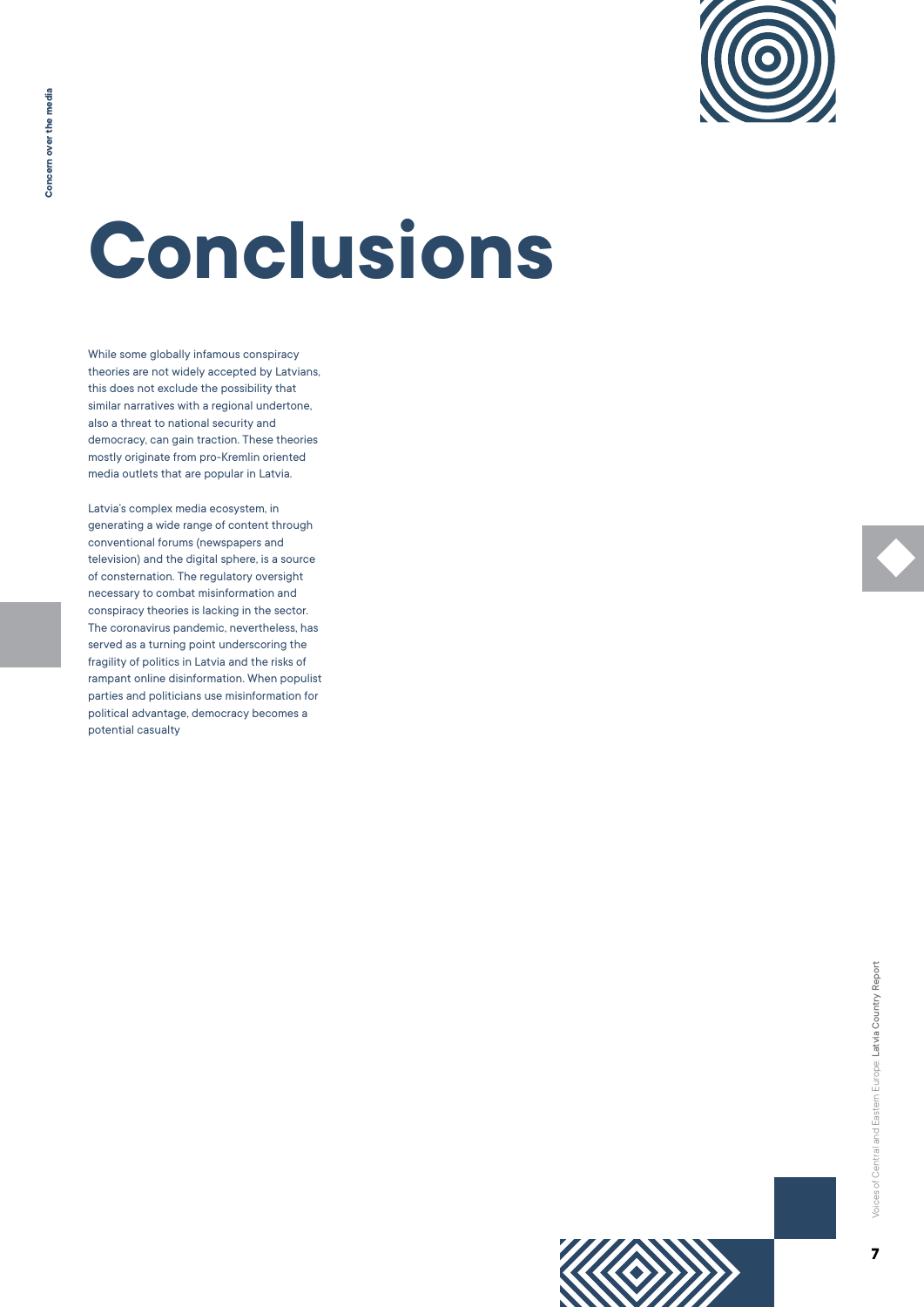# Conclusions

While some globally infamous conspiracy theories are not widely accepted by Latvians, this does not exclude the possibility that similar narratives with a regional undertone, also a threat to national security and democracy, can gain traction. These theories mostly originate from pro-Kremlin oriented media outlets that are popular in Latvia.

Latvia's complex media ecosystem, in generating a wide range of content through conventional forums (newspapers and television) and the digital sphere, is a source of consternation. The regulatory oversight necessary to combat misinformation and conspiracy theories is lacking in the sector. The coronavirus pandemic, nevertheless, has served as a turning point underscoring the fragility of politics in Latvia and the risks of rampant online disinformation. When populist parties and politicians use misinformation for political advantage, democracy becomes a potential casualty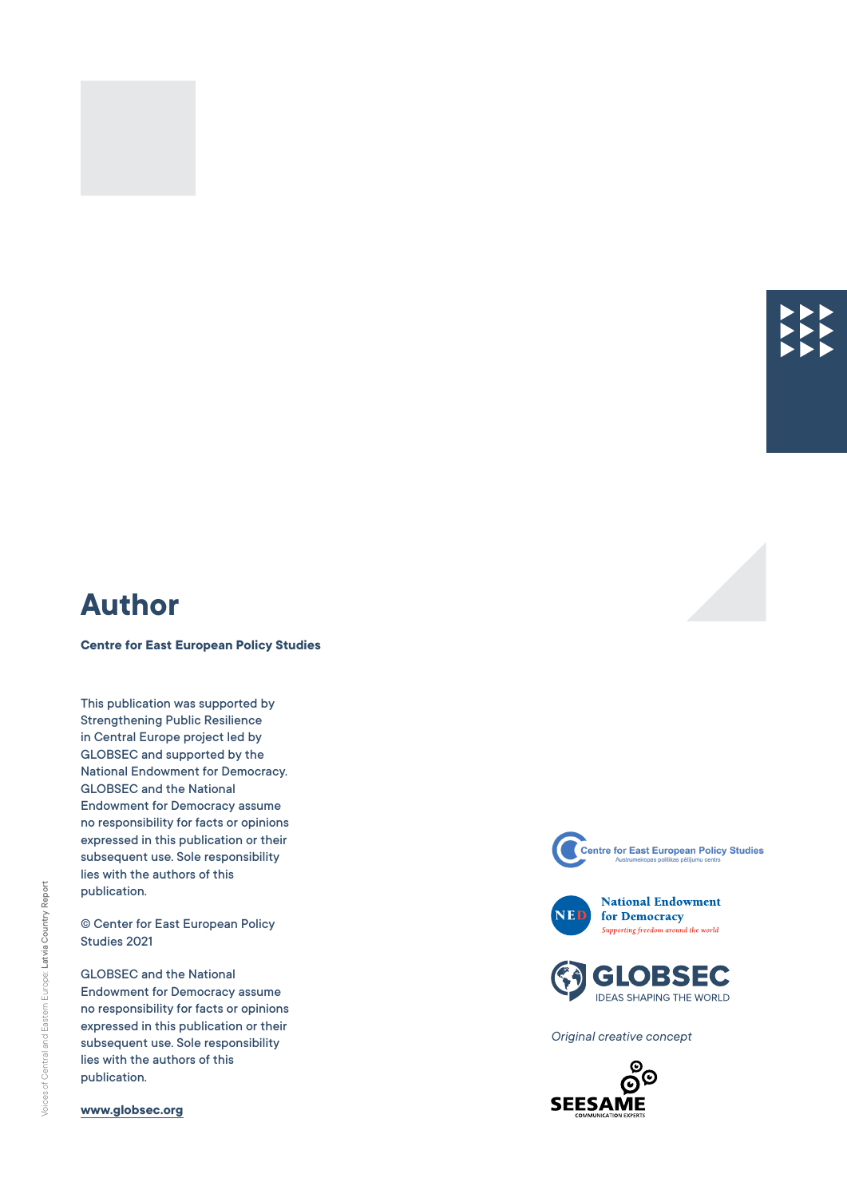# Author

**Centre for East European Policy Studies**

This publication was supported by Strengthening Public Resilience in Central Europe project led by GLOBSEC and supported by the National Endowment for Democracy. GLOBSEC and the National Endowment for Democracy assume no responsibility for facts or opinions expressed in this publication or their subsequent use. Sole responsibility lies with the authors of this publication.

© Center for East European Policy Studies 2021

GLOBSEC and the National Endowment for Democracy assume no responsibility for facts or opinions expressed in this publication or their subsequent use. Sole responsibility lies with the authors of this publication.

www.globsec.org

Centre for East European Policy Studies
Austrumeiropas politikas pētījumu centrs

National Endowment for Democracy
*Supporting freedom around the world*

GLOBSEC
IDEAS SHAPING THE WORLD

*Original creative concept*

SEESAME
COMMUNICATION EXPERTS